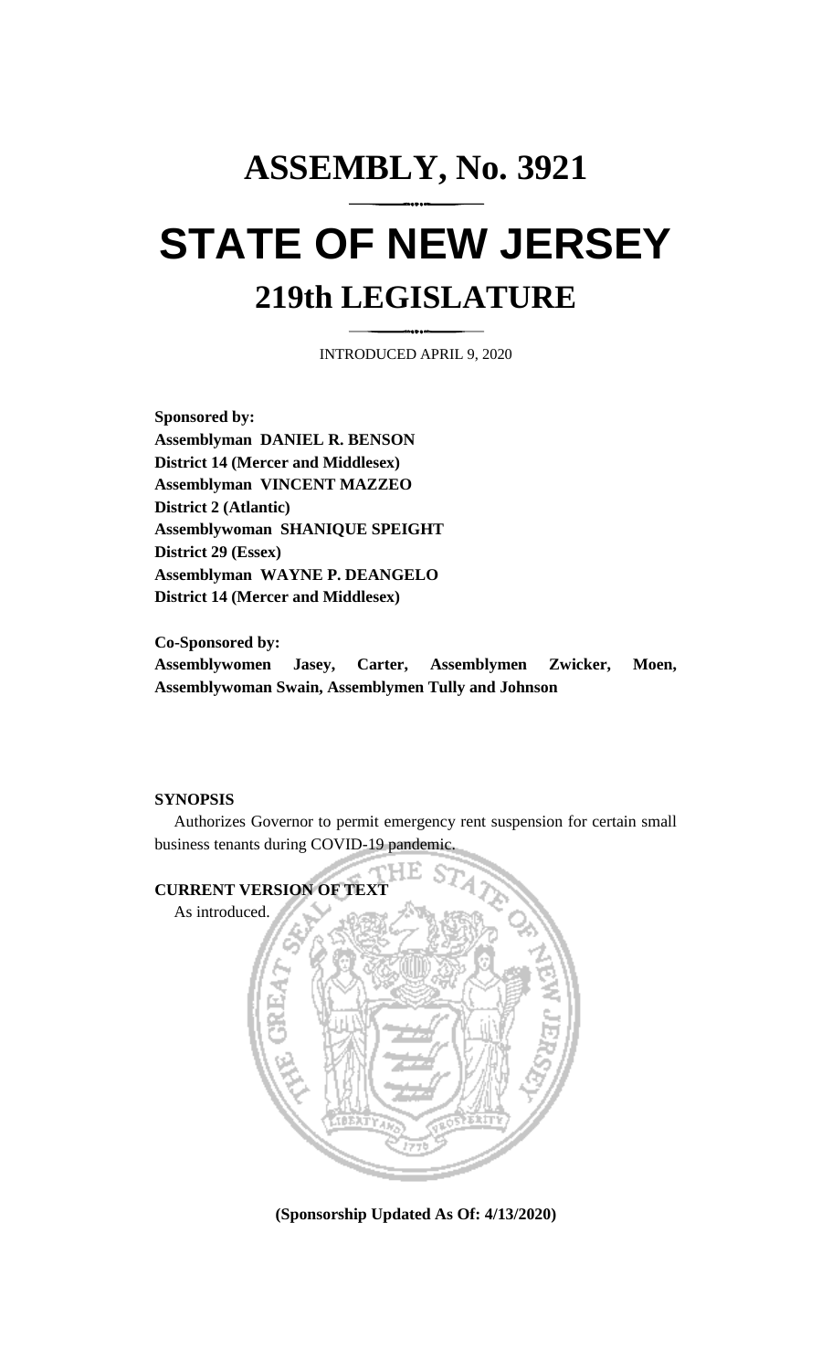# ASSEMBLY, No. 3921

# STATE OF NEW JERSEY

## 219th LEGISLATURE

INTRODUCED APRIL 9, 2020

**Sponsored by:**
**Assemblyman DANIEL R. BENSON**
**District 14 (Mercer and Middlesex)**
**Assemblyman VINCENT MAZZEO**
**District 2 (Atlantic)**
**Assemblywoman SHANIQUE SPEIGHT**
**District 29 (Essex)**
**Assemblyman WAYNE P. DEANGELO**
**District 14 (Mercer and Middlesex)**

**Co-Sponsored by:**
**Assemblywomen Jasey, Carter, Assemblymen Zwicker, Moen, Assemblywoman Swain, Assemblymen Tully and Johnson**

**SYNOPSIS**

Authorizes Governor to permit emergency rent suspension for certain small business tenants during COVID-19 pandemic.

**CURRENT VERSION OF TEXT**

As introduced.

**(Sponsorship Updated As Of: 4/13/2020)**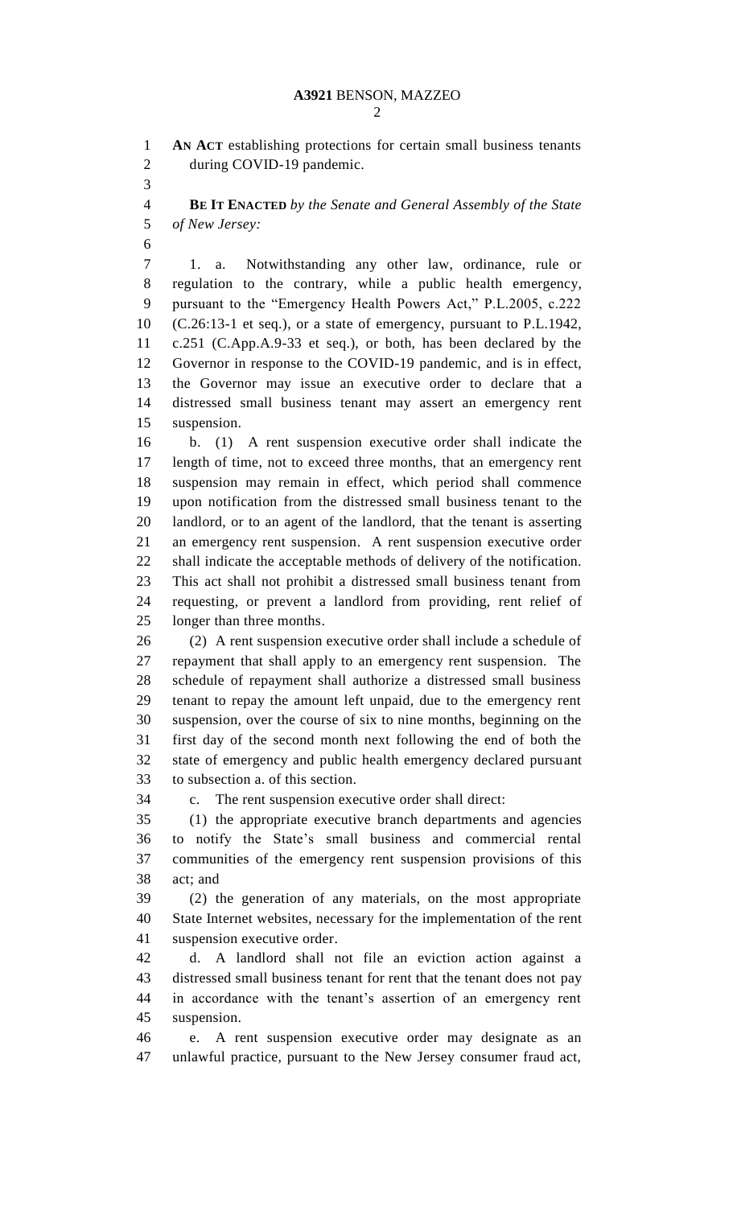**AN ACT** establishing protections for certain small business tenants during COVID-19 pandemic.

**BE IT ENACTED** *by the Senate and General Assembly of the State of New Jersey:*

1. a. Notwithstanding any other law, ordinance, rule or regulation to the contrary, while a public health emergency, pursuant to the "Emergency Health Powers Act," P.L.2005, c.222 (C.26:13-1 et seq.), or a state of emergency, pursuant to P.L.1942, c.251 (C.App.A.9-33 et seq.), or both, has been declared by the Governor in response to the COVID-19 pandemic, and is in effect, the Governor may issue an executive order to declare that a distressed small business tenant may assert an emergency rent suspension.

b. (1) A rent suspension executive order shall indicate the length of time, not to exceed three months, that an emergency rent suspension may remain in effect, which period shall commence upon notification from the distressed small business tenant to the landlord, or to an agent of the landlord, that the tenant is asserting an emergency rent suspension. A rent suspension executive order shall indicate the acceptable methods of delivery of the notification. This act shall not prohibit a distressed small business tenant from requesting, or prevent a landlord from providing, rent relief of longer than three months.

(2) A rent suspension executive order shall include a schedule of repayment that shall apply to an emergency rent suspension. The schedule of repayment shall authorize a distressed small business tenant to repay the amount left unpaid, due to the emergency rent suspension, over the course of six to nine months, beginning on the first day of the second month next following the end of both the state of emergency and public health emergency declared pursuant to subsection a. of this section.

c. The rent suspension executive order shall direct:

(1) the appropriate executive branch departments and agencies to notify the State's small business and commercial rental communities of the emergency rent suspension provisions of this act; and

(2) the generation of any materials, on the most appropriate State Internet websites, necessary for the implementation of the rent suspension executive order.

d. A landlord shall not file an eviction action against a distressed small business tenant for rent that the tenant does not pay in accordance with the tenant's assertion of an emergency rent suspension.

e. A rent suspension executive order may designate as an unlawful practice, pursuant to the New Jersey consumer fraud act,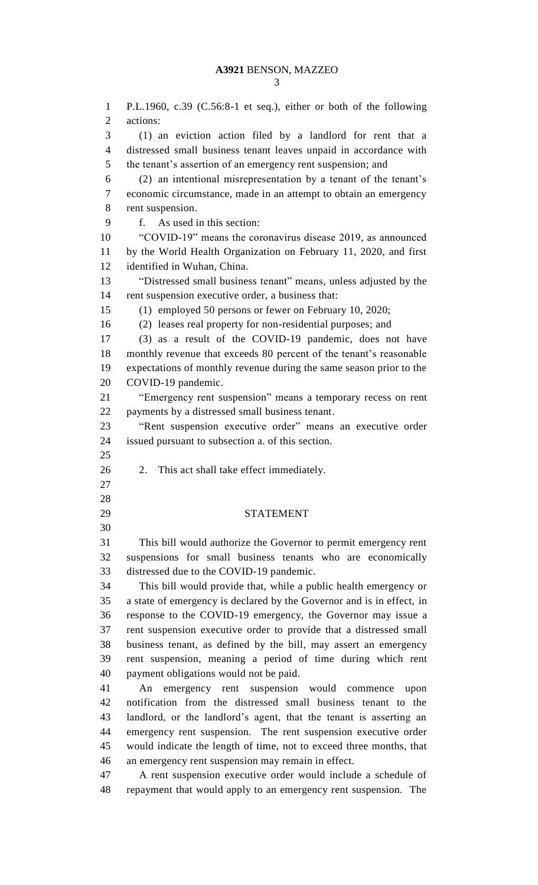P.L.1960, c.39 (C.56:8-1 et seq.), either or both of the following actions:

(1) an eviction action filed by a landlord for rent that a distressed small business tenant leaves unpaid in accordance with the tenant's assertion of an emergency rent suspension; and

(2) an intentional misrepresentation by a tenant of the tenant's economic circumstance, made in an attempt to obtain an emergency rent suspension.

f. As used in this section:

"COVID-19" means the coronavirus disease 2019, as announced by the World Health Organization on February 11, 2020, and first identified in Wuhan, China.

"Distressed small business tenant" means, unless adjusted by the rent suspension executive order, a business that:

(1) employed 50 persons or fewer on February 10, 2020;

(2) leases real property for non-residential purposes; and

(3) as a result of the COVID-19 pandemic, does not have monthly revenue that exceeds 80 percent of the tenant's reasonable expectations of monthly revenue during the same season prior to the COVID-19 pandemic.

"Emergency rent suspension" means a temporary recess on rent payments by a distressed small business tenant.

"Rent suspension executive order" means an executive order issued pursuant to subsection a. of this section.

2. This act shall take effect immediately.

## STATEMENT

This bill would authorize the Governor to permit emergency rent suspensions for small business tenants who are economically distressed due to the COVID-19 pandemic.

This bill would provide that, while a public health emergency or a state of emergency is declared by the Governor and is in effect, in response to the COVID-19 emergency, the Governor may issue a rent suspension executive order to provide that a distressed small business tenant, as defined by the bill, may assert an emergency rent suspension, meaning a period of time during which rent payment obligations would not be paid.

An emergency rent suspension would commence upon notification from the distressed small business tenant to the landlord, or the landlord's agent, that the tenant is asserting an emergency rent suspension. The rent suspension executive order would indicate the length of time, not to exceed three months, that an emergency rent suspension may remain in effect.

A rent suspension executive order would include a schedule of repayment that would apply to an emergency rent suspension. The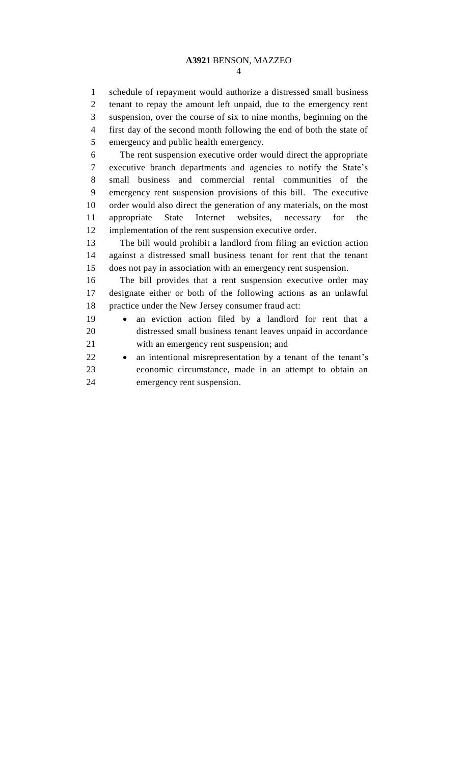schedule of repayment would authorize a distressed small business tenant to repay the amount left unpaid, due to the emergency rent suspension, over the course of six to nine months, beginning on the first day of the second month following the end of both the state of emergency and public health emergency.

The rent suspension executive order would direct the appropriate executive branch departments and agencies to notify the State's small business and commercial rental communities of the emergency rent suspension provisions of this bill. The executive order would also direct the generation of any materials, on the most appropriate State Internet websites, necessary for the implementation of the rent suspension executive order.

The bill would prohibit a landlord from filing an eviction action against a distressed small business tenant for rent that the tenant does not pay in association with an emergency rent suspension.

The bill provides that a rent suspension executive order may designate either or both of the following actions as an unlawful practice under the New Jersey consumer fraud act:

- an eviction action filed by a landlord for rent that a distressed small business tenant leaves unpaid in accordance with an emergency rent suspension; and
- an intentional misrepresentation by a tenant of the tenant's economic circumstance, made in an attempt to obtain an emergency rent suspension.